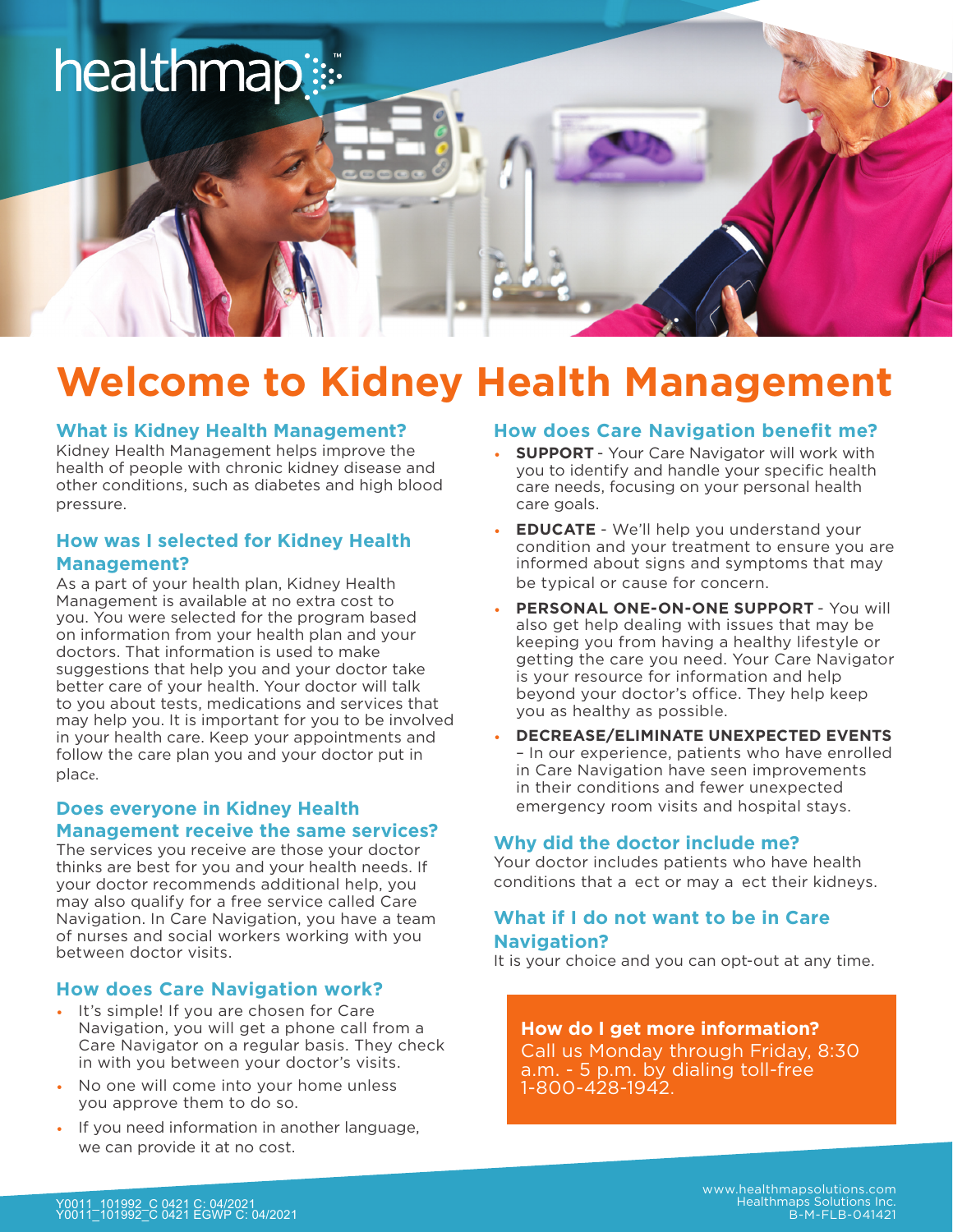healthmap

# Welcome to Kidney Health Management

## What is Kidney Health Management?

Kidney Health Management helps improve the health of people with chronic kidney disease and other conditions, such as diabetes and high blood pressure.

## How was I selected for Kidney Health Management?

As a part of your health plan, Kidney Health Management is available at no extra cost to you. You were selected for the program based on information from your health plan and your doctors. That information is used to make suggestions that help you and your doctor take better care of your health. Your doctor will talk to you about tests, medications and services that may help you. It is important for you to be involved in your health care. Keep your appointments and follow the care plan you and your doctor put in place.

## Does everyone in Kidney Health Management receive the same services?

The services you receive are those your doctor thinks are best for you and your health needs. If your doctor recommends additional help, you may also qualify for a free service called Care Navigation. In Care Navigation, you have a team of nurses and social workers working with you between doctor visits.

## How does Care Navigation work?

- It's simple! If you are chosen for Care Navigation, you will get a phone call from a Care Navigator on a regular basis. They check in with you between your doctor's visits.
- No one will come into your home unless you approve them to do so.
- If you need information in another language, we can provide it at no cost.

## How does Care Navigation benefit me?

- **SUPPORT** - Your Care Navigator will work with you to identify and handle your specific health care needs, focusing on your personal health care goals.
- **EDUCATE** - We'll help you understand your condition and your treatment to ensure you are informed about signs and symptoms that may be typical or cause for concern.
- **PERSONAL ONE-ON-ONE SUPPORT** - You will also get help dealing with issues that may be keeping you from having a healthy lifestyle or getting the care you need. Your Care Navigator is your resource for information and help beyond your doctor's office. They help keep you as healthy as possible.
- **DECREASE/ELIMINATE UNEXPECTED EVENTS** – In our experience, patients who have enrolled in Care Navigation have seen improvements in their conditions and fewer unexpected emergency room visits and hospital stays.

## Why did the doctor include me?

Your doctor includes patients who have health conditions that a ect or may a ect their kidneys.

## What if I do not want to be in Care Navigation?

It is your choice and you can opt-out at any time.

**How do I get more information?**
Call us Monday through Friday, 8:30 a.m. - 5 p.m. by dialing toll-free 1-800-428-1942.

Y0011_101992_C 0421 C: 04/2021
Y0011_101992_C 0421 EGWP C: 04/2021

www.healthmapsolutions.com
Healthmaps Solutions Inc.
B-M-FLB-041421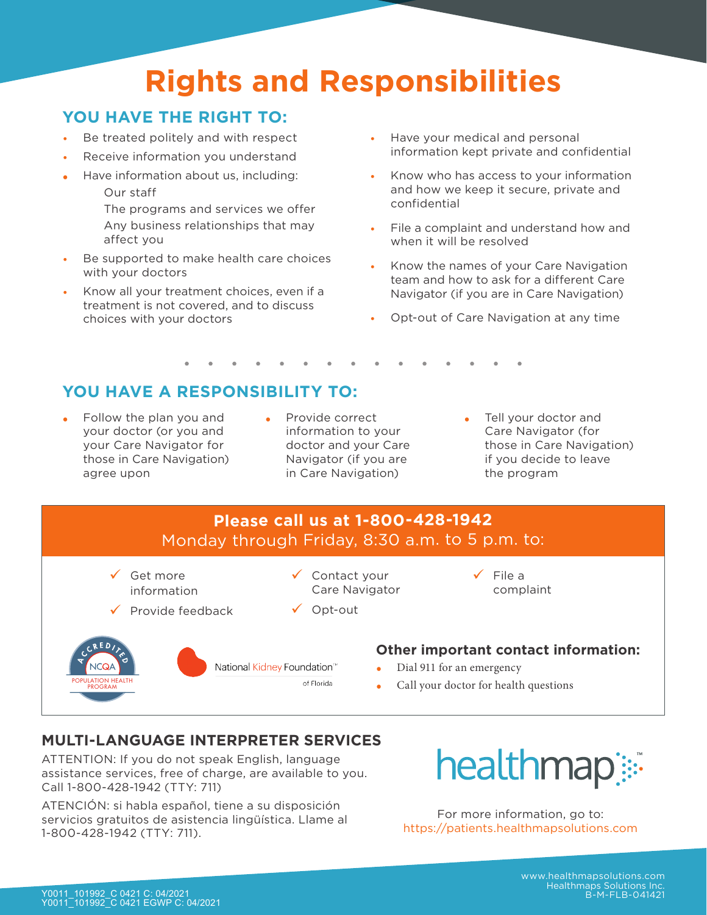# Rights and Responsibilities

## YOU HAVE THE RIGHT TO:

- Be treated politely and with respect
- Receive information you understand
- Have information about us, including:
  - Our staff
  - The programs and services we offer
  - Any business relationships that may affect you
- Be supported to make health care choices with your doctors
- Know all your treatment choices, even if a treatment is not covered, and to discuss choices with your doctors
- Have your medical and personal information kept private and confidential
- Know who has access to your information and how we keep it secure, private and confidential
- File a complaint and understand how and when it will be resolved
- Know the names of your Care Navigation team and how to ask for a different Care Navigator (if you are in Care Navigation)
- Opt-out of Care Navigation at any time

## YOU HAVE A RESPONSIBILITY TO:

- Follow the plan you and your doctor (or you and your Care Navigator for those in Care Navigation) agree upon
- Provide correct information to your doctor and your Care Navigator (if you are in Care Navigation)
- Tell your doctor and Care Navigator (for those in Care Navigation) if you decide to leave the program

**Please call us at 1-800-428-1942**
Monday through Friday, 8:30 a.m. to 5 p.m. to:

- ✓ Get more information
- ✓ Provide feedback
- ✓ Contact your Care Navigator
- ✓ Opt-out
- ✓ File a complaint

ACCREDITED NCQA POPULATION HEALTH PROGRAM

National Kidney Foundation™ of Florida

### Other important contact information:

- Dial 911 for an emergency
- Call your doctor for health questions

## MULTI-LANGUAGE INTERPRETER SERVICES

ATTENTION: If you do not speak English, language assistance services, free of charge, are available to you. Call 1-800-428-1942 (TTY: 711)

ATENCIÓN: si habla español, tiene a su disposición servicios gratuitos de asistencia lingüística. Llame al 1-800-428-1942 (TTY: 711).

healthmap™

For more information, go to:
https://patients.healthmapsolutions.com

Y0011_101992_C 0421 C: 04/2021
Y0011_101992_C 0421 EGWP C: 04/2021

www.healthmapsolutions.com
Healthmaps Solutions Inc.
B-M-FLB-041421